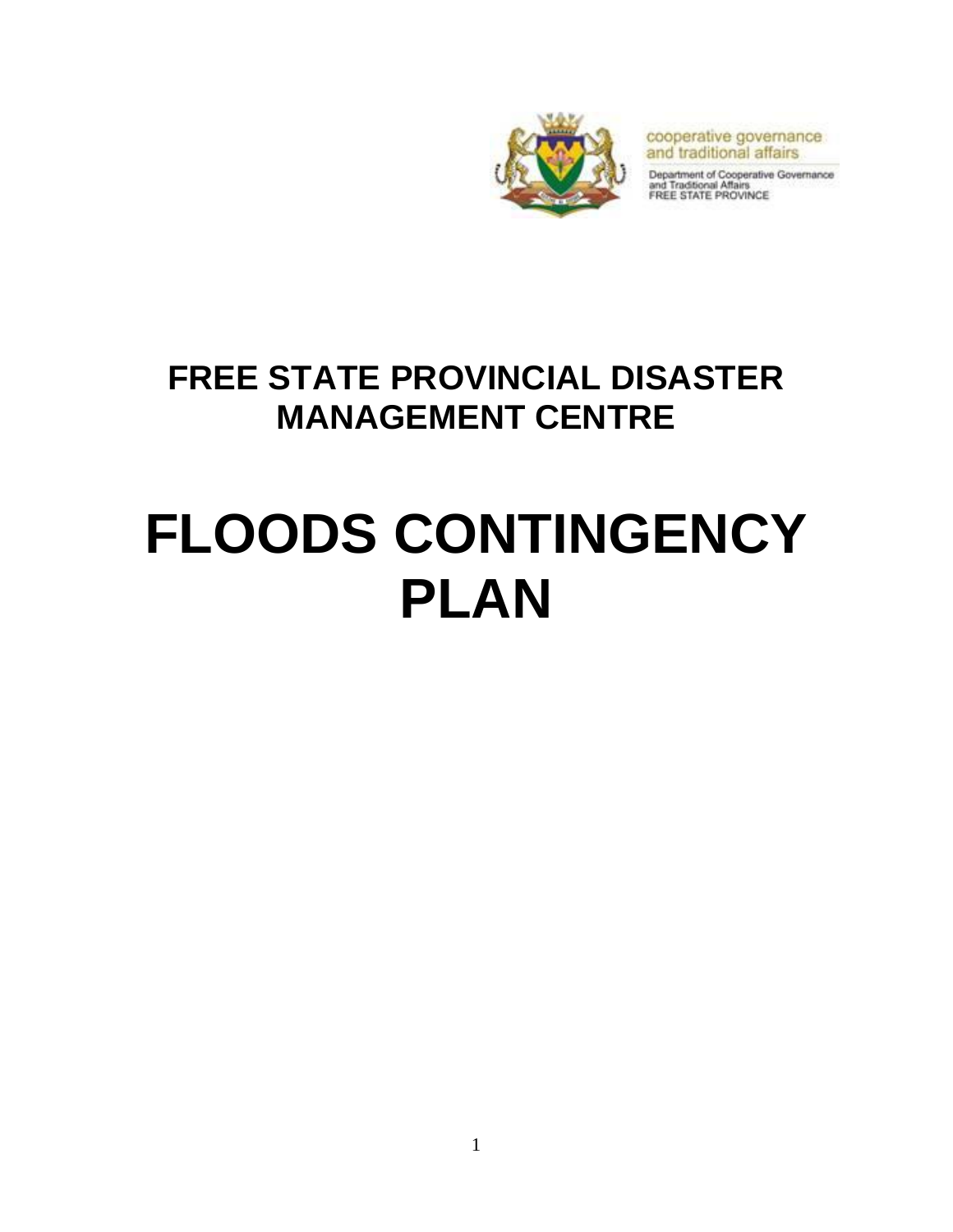cooperative governance
and traditional affairs

Department of Cooperative Governance
and Traditional Affairs
FREE STATE PROVINCE

## FREE STATE PROVINCIAL DISASTER MANAGEMENT CENTRE

# FLOODS CONTINGENCY PLAN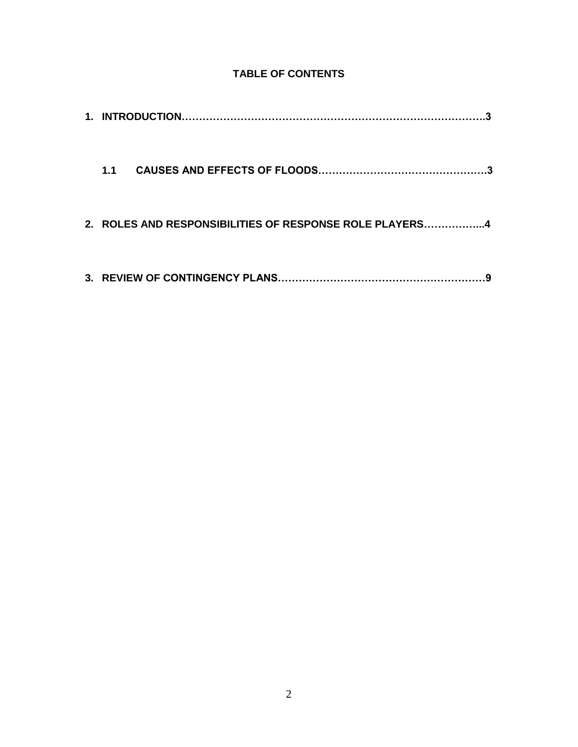**TABLE OF CONTENTS**

**1. INTRODUCTION……………………………………………………………………………….3**

**1.1 CAUSES AND EFFECTS OF FLOODS………………………………………….3**

**2. ROLES AND RESPONSIBILITIES OF RESPONSE ROLE PLAYERS……………...4**

**3. REVIEW OF CONTINGENCY PLANS……………………………………………………9**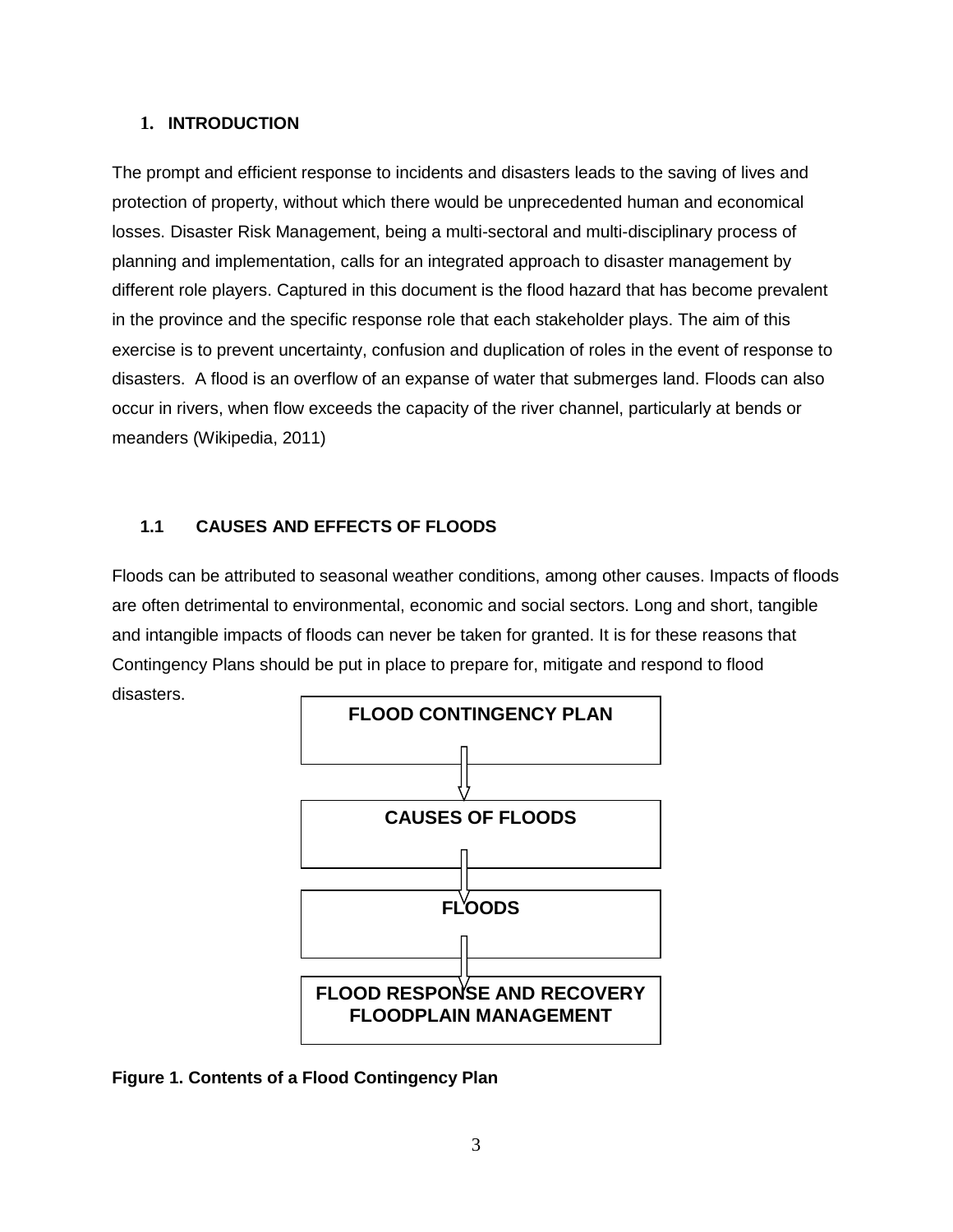## 1. INTRODUCTION

The prompt and efficient response to incidents and disasters leads to the saving of lives and protection of property, without which there would be unprecedented human and economical losses. Disaster Risk Management, being a multi-sectoral and multi-disciplinary process of planning and implementation, calls for an integrated approach to disaster management by different role players. Captured in this document is the flood hazard that has become prevalent in the province and the specific response role that each stakeholder plays. The aim of this exercise is to prevent uncertainty, confusion and duplication of roles in the event of response to disasters. A flood is an overflow of an expanse of water that submerges land. Floods can also occur in rivers, when flow exceeds the capacity of the river channel, particularly at bends or meanders (Wikipedia, 2011)

### 1.1 CAUSES AND EFFECTS OF FLOODS

Floods can be attributed to seasonal weather conditions, among other causes. Impacts of floods are often detrimental to environmental, economic and social sectors. Long and short, tangible and intangible impacts of floods can never be taken for granted. It is for these reasons that Contingency Plans should be put in place to prepare for, mitigate and respond to flood disasters.

**FLOOD CONTINGENCY PLAN**

↓

**CAUSES OF FLOODS**

↓

**FLOODS**

↓

**FLOOD RESPONSE AND RECOVERY FLOODPLAIN MANAGEMENT**

**Figure 1. Contents of a Flood Contingency Plan**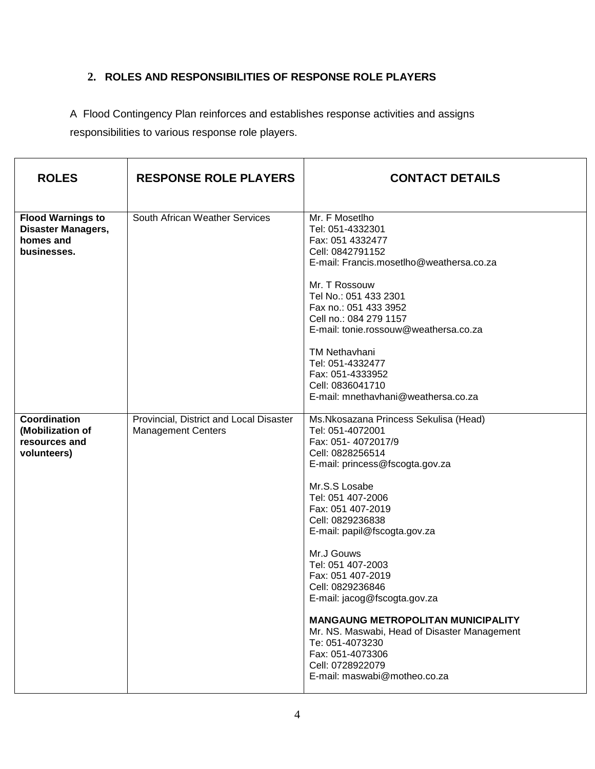## 2. ROLES AND RESPONSIBILITIES OF RESPONSE ROLE PLAYERS

A Flood Contingency Plan reinforces and establishes response activities and assigns responsibilities to various response role players.

| ROLES | RESPONSE ROLE PLAYERS | CONTACT DETAILS |
|---|---|---|
| **Flood Warnings to Disaster Managers, homes and businesses.** | South African Weather Services | Mr. F Mosetlho<br>Tel: 051-4332301<br>Fax: 051 4332477<br>Cell: 0842791152<br>E-mail: Francis.mosetlho@weathersa.co.za<br><br>Mr. T Rossouw<br>Tel No.: 051 433 2301<br>Fax no.: 051 433 3952<br>Cell no.: 084 279 1157<br>E-mail: tonie.rossouw@weathersa.co.za<br><br>TM Nethavhani<br>Tel: 051-4332477<br>Fax: 051-4333952<br>Cell: 0836041710<br>E-mail: mnethavhani@weathersa.co.za |
| **Coordination (Mobilization of resources and volunteers)** | Provincial, District and Local Disaster Management Centers | Ms.Nkosazana Princess Sekulisa (Head)<br>Tel: 051-4072001<br>Fax: 051- 4072017/9<br>Cell: 0828256514<br>E-mail: princess@fscogta.gov.za<br><br>Mr.S.S Losabe<br>Tel: 051 407-2006<br>Fax: 051 407-2019<br>Cell: 0829236838<br>E-mail: papil@fscogta.gov.za<br><br>Mr.J Gouws<br>Tel: 051 407-2003<br>Fax: 051 407-2019<br>Cell: 0829236846<br>E-mail: jacog@fscogta.gov.za<br><br>**MANGAUNG METROPOLITAN MUNICIPALITY**<br>Mr. NS. Maswabi, Head of Disaster Management<br>Te: 051-4073230<br>Fax: 051-4073306<br>Cell: 0728922079<br>E-mail: maswabi@motheo.co.za |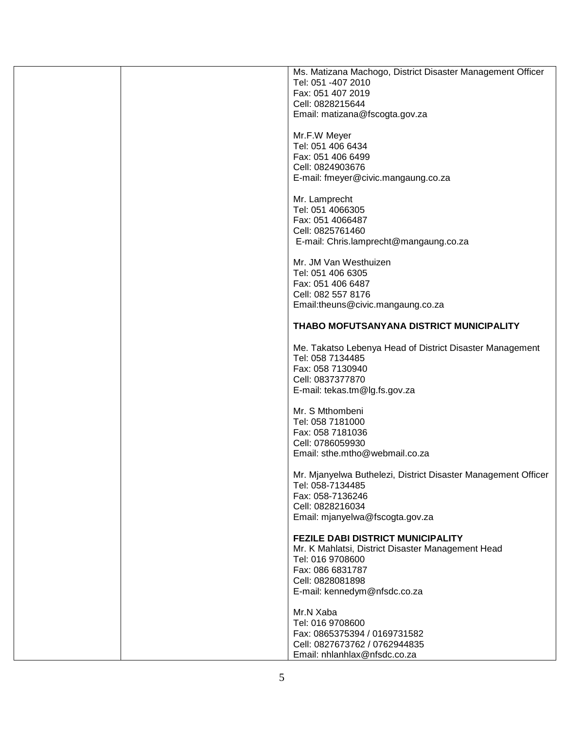| | | Ms. Matizana Machogo, District Disaster Management Officer<br>Tel: 051 -407 2010<br>Fax: 051 407 2019<br>Cell: 0828215644<br>Email: matizana@fscogta.gov.za<br><br>Mr.F.W Meyer<br>Tel: 051 406 6434<br>Fax: 051 406 6499<br>Cell: 0824903676<br>E-mail: fmeyer@civic.mangaung.co.za<br><br>Mr. Lamprecht<br>Tel: 051 4066305<br>Fax: 051 4066487<br>Cell: 0825761460<br>E-mail: Chris.lamprecht@mangaung.co.za<br><br>Mr. JM Van Westhuizen<br>Tel: 051 406 6305<br>Fax: 051 406 6487<br>Cell: 082 557 8176<br>Email:theuns@civic.mangaung.co.za<br><br>**THABO MOFUTSANYANA DISTRICT MUNICIPALITY**<br><br>Me. Takatso Lebenya Head of District Disaster Management<br>Tel: 058 7134485<br>Fax: 058 7130940<br>Cell: 0837377870<br>E-mail: tekas.tm@lg.fs.gov.za<br><br>Mr. S Mthombeni<br>Tel: 058 7181000<br>Fax: 058 7181036<br>Cell: 0786059930<br>Email: sthe.mtho@webmail.co.za<br><br>Mr. Mjanyelwa Buthelezi, District Disaster Management Officer<br>Tel: 058-7134485<br>Fax: 058-7136246<br>Cell: 0828216034<br>Email: mjanyelwa@fscogta.gov.za<br><br>**FEZILE DABI DISTRICT MUNICIPALITY**<br>Mr. K Mahlatsi, District Disaster Management Head<br>Tel: 016 9708600<br>Fax: 086 6831787<br>Cell: 0828081898<br>E-mail: kennedym@nfsdc.co.za<br><br>Mr.N Xaba<br>Tel: 016 9708600<br>Fax: 0865375394 / 0169731582<br>Cell: 0827673762 / 0762944835<br>Email: nhlanhlax@nfsdc.co.za |
|---|---|---|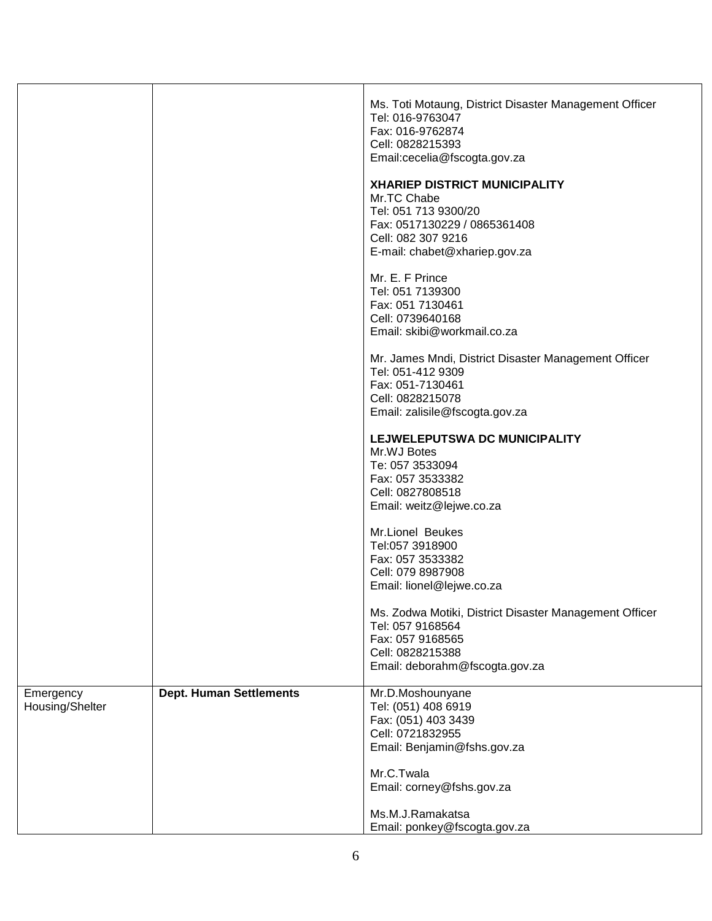| | | |
|---|---|---|
| | | Ms. Toti Motaung, District Disaster Management Officer<br>Tel: 016-9763047<br>Fax: 016-9762874<br>Cell: 0828215393<br>Email:cecelia@fscogta.gov.za<br><br>**XHARIEP DISTRICT MUNICIPALITY**<br>Mr.TC Chabe<br>Tel: 051 713 9300/20<br>Fax: 0517130229 / 0865361408<br>Cell: 082 307 9216<br>E-mail: chabet@xhariep.gov.za<br><br>Mr. E. F Prince<br>Tel: 051 7139300<br>Fax: 051 7130461<br>Cell: 0739640168<br>Email: skibi@workmail.co.za<br><br>Mr. James Mndi, District Disaster Management Officer<br>Tel: 051-412 9309<br>Fax: 051-7130461<br>Cell: 0828215078<br>Email: zalisile@fscogta.gov.za<br><br>**LEJWELEPUTSWA DC MUNICIPALITY**<br>Mr.WJ Botes<br>Te: 057 3533094<br>Fax: 057 3533382<br>Cell: 0827808518<br>Email: weitz@lejwe.co.za<br><br>Mr.Lionel Beukes<br>Tel:057 3918900<br>Fax: 057 3533382<br>Cell: 079 8987908<br>Email: lionel@lejwe.co.za<br><br>Ms. Zodwa Motiki, District Disaster Management Officer<br>Tel: 057 9168564<br>Fax: 057 9168565<br>Cell: 0828215388<br>Email: deborahm@fscogta.gov.za |
| Emergency Housing/Shelter | **Dept. Human Settlements** | Mr.D.Moshounyane<br>Tel: (051) 408 6919<br>Fax: (051) 403 3439<br>Cell: 0721832955<br>Email: Benjamin@fshs.gov.za<br><br>Mr.C.Twala<br>Email: corney@fshs.gov.za<br><br>Ms.M.J.Ramakatsa<br>Email: ponkey@fscogta.gov.za |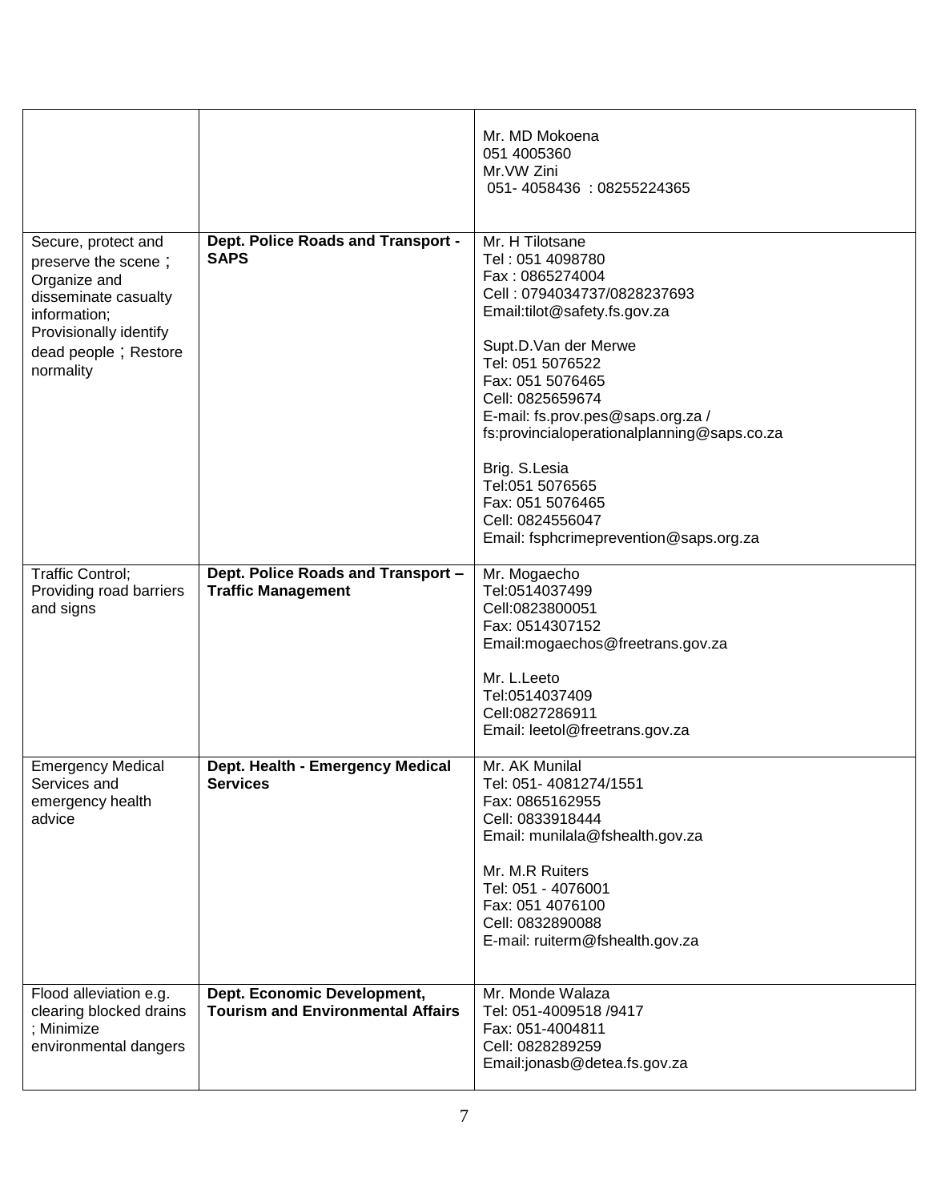| | | |
|---|---|---|
| | | Mr. MD Mokoena<br>051 4005360<br>Mr.VW Zini<br>051- 4058436 : 08255224365 |
| Secure, protect and preserve the scene；Organize and disseminate casualty information; Provisionally identify dead people；Restore normality | **Dept. Police Roads and Transport - SAPS** | Mr. H Tilotsane<br>Tel : 051 4098780<br>Fax : 0865274004<br>Cell : 0794034737/0828237693<br>Email:tilot@safety.fs.gov.za<br><br>Supt.D.Van der Merwe<br>Tel: 051 5076522<br>Fax: 051 5076465<br>Cell: 0825659674<br>E-mail: fs.prov.pes@saps.org.za /<br>fs:provincialoperationalplanning@saps.co.za<br><br>Brig. S.Lesia<br>Tel:051 5076565<br>Fax: 051 5076465<br>Cell: 0824556047<br>Email: fsphcrimeprevention@saps.org.za |
| Traffic Control; Providing road barriers and signs | **Dept. Police Roads and Transport – Traffic Management** | Mr. Mogaecho<br>Tel:0514037499<br>Cell:0823800051<br>Fax: 0514307152<br>Email:mogaechos@freetrans.gov.za<br><br>Mr. L.Leeto<br>Tel:0514037409<br>Cell:0827286911<br>Email: leetol@freetrans.gov.za |
| Emergency Medical Services and emergency health advice | **Dept. Health - Emergency Medical Services** | Mr. AK Munilal<br>Tel: 051- 4081274/1551<br>Fax: 0865162955<br>Cell: 0833918444<br>Email: munilala@fshealth.gov.za<br><br>Mr. M.R Ruiters<br>Tel: 051 - 4076001<br>Fax: 051 4076100<br>Cell: 0832890088<br>E-mail: ruiterm@fshealth.gov.za |
| Flood alleviation e.g. clearing blocked drains ; Minimize environmental dangers | **Dept. Economic Development, Tourism and Environmental Affairs** | Mr. Monde Walaza<br>Tel: 051-4009518 /9417<br>Fax: 051-4004811<br>Cell: 0828289259<br>Email:jonasb@detea.fs.gov.za |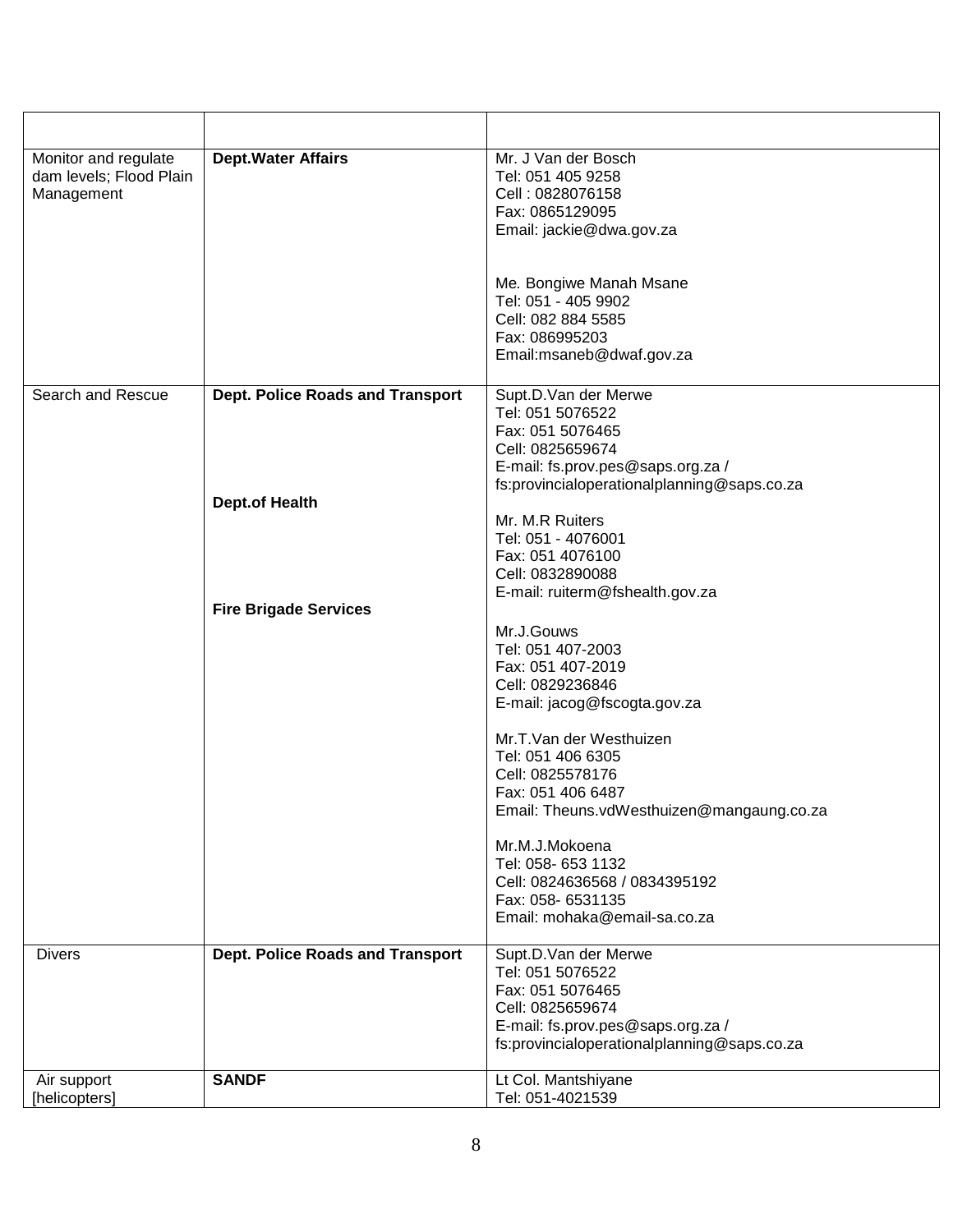| | | |
|---|---|---|
| Monitor and regulate dam levels; Flood Plain Management | **Dept.Water Affairs** | Mr. J Van der Bosch<br>Tel: 051 405 9258<br>Cell : 0828076158<br>Fax: 0865129095<br>Email: jackie@dwa.gov.za<br><br>Me. Bongiwe Manah Msane<br>Tel: 051 - 405 9902<br>Cell: 082 884 5585<br>Fax: 086995203<br>Email:msaneb@dwaf.gov.za |
| Search and Rescue | **Dept. Police Roads and Transport**<br><br>**Dept.of Health**<br><br>**Fire Brigade Services** | Supt.D.Van der Merwe<br>Tel: 051 5076522<br>Fax: 051 5076465<br>Cell: 0825659674<br>E-mail: fs.prov.pes@saps.org.za / fs:provincialoperationalplanning@saps.co.za<br><br>Mr. M.R Ruiters<br>Tel: 051 - 4076001<br>Fax: 051 4076100<br>Cell: 0832890088<br>E-mail: ruiterm@fshealth.gov.za<br><br>Mr.J.Gouws<br>Tel: 051 407-2003<br>Fax: 051 407-2019<br>Cell: 0829236846<br>E-mail: jacog@fscogta.gov.za<br><br>Mr.T.Van der Westhuizen<br>Tel: 051 406 6305<br>Cell: 0825578176<br>Fax: 051 406 6487<br>Email: Theuns.vdWesthuizen@mangaung.co.za<br><br>Mr.M.J.Mokoena<br>Tel: 058- 653 1132<br>Cell: 0824636568 / 0834395192<br>Fax: 058- 6531135<br>Email: mohaka@email-sa.co.za |
| Divers | **Dept. Police Roads and Transport** | Supt.D.Van der Merwe<br>Tel: 051 5076522<br>Fax: 051 5076465<br>Cell: 0825659674<br>E-mail: fs.prov.pes@saps.org.za / fs:provincialoperationalplanning@saps.co.za |
| Air support [helicopters] | **SANDF** | Lt Col. Mantshiyane<br>Tel: 051-4021539 |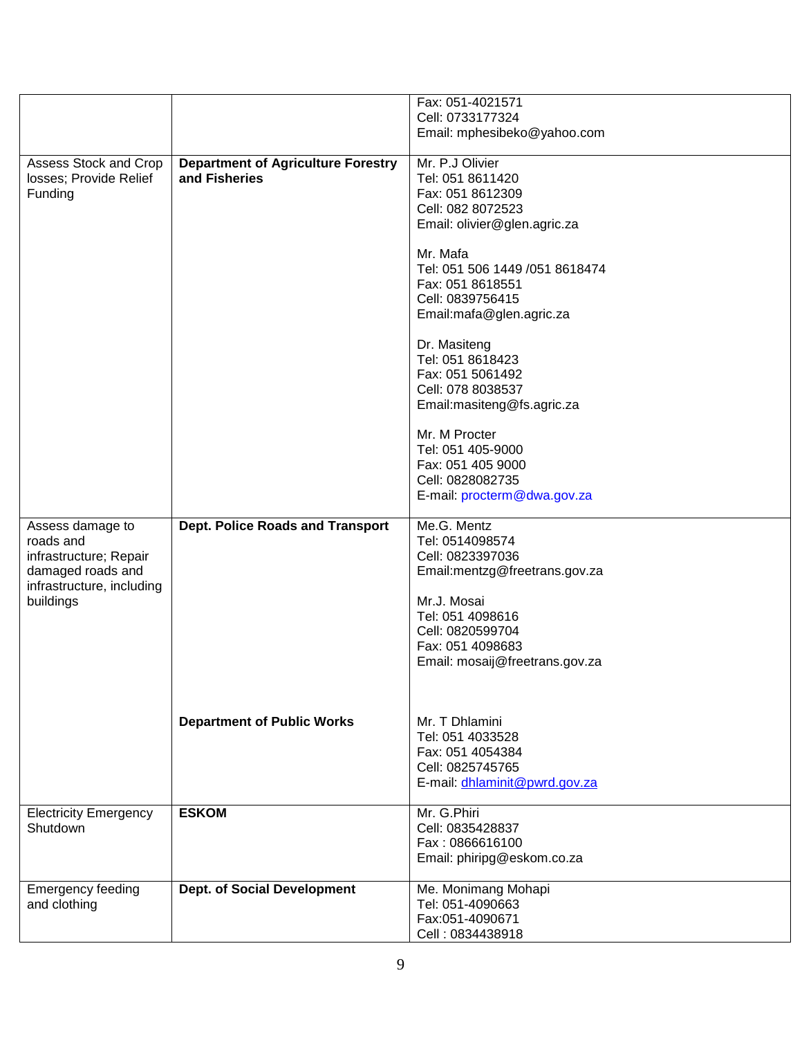| | | |
|---|---|---|
| | | Fax: 051-4021571<br>Cell: 0733177324<br>Email: mphesibeko@yahoo.com |
| Assess Stock and Crop losses; Provide Relief Funding | **Department of Agriculture Forestry and Fisheries** | Mr. P.J Olivier<br>Tel: 051 8611420<br>Fax: 051 8612309<br>Cell: 082 8072523<br>Email: olivier@glen.agric.za<br><br>Mr. Mafa<br>Tel: 051 506 1449 /051 8618474<br>Fax: 051 8618551<br>Cell: 0839756415<br>Email:mafa@glen.agric.za<br><br>Dr. Masiteng<br>Tel: 051 8618423<br>Fax: 051 5061492<br>Cell: 078 8038537<br>Email:masiteng@fs.agric.za<br><br>Mr. M Procter<br>Tel: 051 405-9000<br>Fax: 051 405 9000<br>Cell: 0828082735<br>E-mail: procterm@dwa.gov.za |
| Assess damage to roads and infrastructure; Repair damaged roads and infrastructure, including buildings | **Dept. Police Roads and Transport** | Me.G. Mentz<br>Tel: 0514098574<br>Cell: 0823397036<br>Email:mentzg@freetrans.gov.za<br><br>Mr.J. Mosai<br>Tel: 051 4098616<br>Cell: 0820599704<br>Fax: 051 4098683<br>Email: mosaij@freetrans.gov.za |
| | **Department of Public Works** | Mr. T Dhlamini<br>Tel: 051 4033528<br>Fax: 051 4054384<br>Cell: 0825745765<br>E-mail: dhlaminit@pwrd.gov.za |
| Electricity Emergency Shutdown | **ESKOM** | Mr. G.Phiri<br>Cell: 0835428837<br>Fax : 0866616100<br>Email: phiripg@eskom.co.za |
| Emergency feeding and clothing | **Dept. of Social Development** | Me. Monimang Mohapi<br>Tel: 051-4090663<br>Fax:051-4090671<br>Cell : 0834438918 |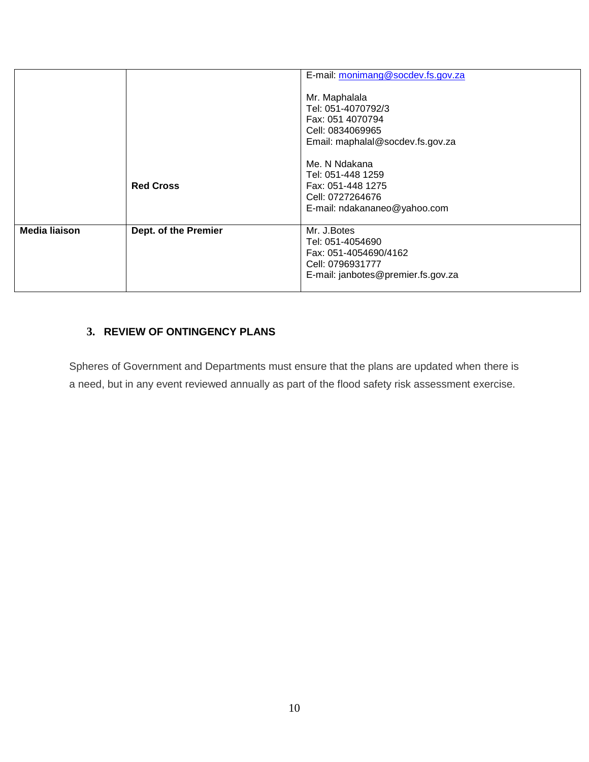| | | |
|---|---|---|
| | | E-mail: monimang@socdev.fs.gov.za<br><br>Mr. Maphalala<br>Tel: 051-4070792/3<br>Fax: 051 4070794<br>Cell: 0834069965<br>Email: maphalal@socdev.fs.gov.za |
| | **Red Cross** | Me. N Ndakana<br>Tel: 051-448 1259<br>Fax: 051-448 1275<br>Cell: 0727264676<br>E-mail: ndakananeo@yahoo.com |
| **Media liaison** | **Dept. of the Premier** | Mr. J.Botes<br>Tel: 051-4054690<br>Fax: 051-4054690/4162<br>Cell: 0796931777<br>E-mail: janbotes@premier.fs.gov.za |

## 3. REVIEW OF ONTINGENCY PLANS

Spheres of Government and Departments must ensure that the plans are updated when there is a need, but in any event reviewed annually as part of the flood safety risk assessment exercise.